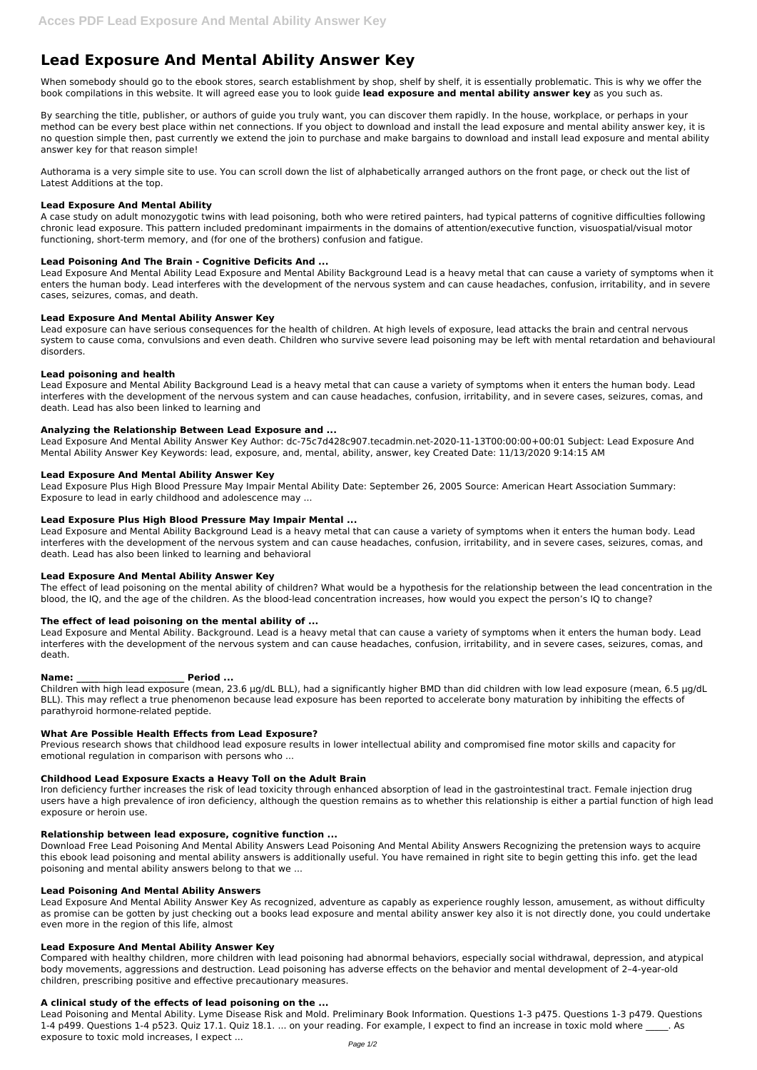# Lead Exposure And Mental Ability Answer Key

When somebody should go to the ebook stores, search establishment by shop, shelf by shelf, it is essentially problematic. This is why we offer the book compilations in this website. It will agreed ease you to look guide **lead exposure and mental ability answer key** as you such as.

By searching the title, publisher, or authors of guide you truly want, you can discover them rapidly. In the house, workplace, or perhaps in your method can be every best place within net connections. If you object to download and install the lead exposure and mental ability answer key, it is no question simple then, past currently we extend the join to purchase and make bargains to download and install lead exposure and mental ability answer key for that reason simple!

Authorama is a very simple site to use. You can scroll down the list of alphabetically arranged authors on the front page, or check out the list of Latest Additions at the top.

### Lead Exposure And Mental Ability

A case study on adult monozygotic twins with lead poisoning, both who were retired painters, had typical patterns of cognitive difficulties following chronic lead exposure. This pattern included predominant impairments in the domains of attention/executive function, visuospatial/visual motor functioning, short-term memory, and (for one of the brothers) confusion and fatigue.

### Lead Poisoning And The Brain - Cognitive Deficits And ...

Lead Exposure And Mental Ability Lead Exposure and Mental Ability Background Lead is a heavy metal that can cause a variety of symptoms when it enters the human body. Lead interferes with the development of the nervous system and can cause headaches, confusion, irritability, and in severe cases, seizures, comas, and death.

### Lead Exposure And Mental Ability Answer Key

Lead exposure can have serious consequences for the health of children. At high levels of exposure, lead attacks the brain and central nervous system to cause coma, convulsions and even death. Children who survive severe lead poisoning may be left with mental retardation and behavioural disorders.

### Lead poisoning and health

Lead Exposure and Mental Ability Background Lead is a heavy metal that can cause a variety of symptoms when it enters the human body. Lead interferes with the development of the nervous system and can cause headaches, confusion, irritability, and in severe cases, seizures, comas, and death. Lead has also been linked to learning and

### Analyzing the Relationship Between Lead Exposure and ...

Lead Exposure And Mental Ability Answer Key Author: dc-75c7d428c907.tecadmin.net-2020-11-13T00:00:00+00:01 Subject: Lead Exposure And Mental Ability Answer Key Keywords: lead, exposure, and, mental, ability, answer, key Created Date: 11/13/2020 9:14:15 AM

### Lead Exposure And Mental Ability Answer Key

Lead Exposure Plus High Blood Pressure May Impair Mental Ability Date: September 26, 2005 Source: American Heart Association Summary: Exposure to lead in early childhood and adolescence may ...

### Lead Exposure Plus High Blood Pressure May Impair Mental ...

Lead Exposure and Mental Ability Background Lead is a heavy metal that can cause a variety of symptoms when it enters the human body. Lead interferes with the development of the nervous system and can cause headaches, confusion, irritability, and in severe cases, seizures, comas, and death. Lead has also been linked to learning and behavioral

### Lead Exposure And Mental Ability Answer Key

The effect of lead poisoning on the mental ability of children? What would be a hypothesis for the relationship between the lead concentration in the blood, the IQ, and the age of the children. As the blood-lead concentration increases, how would you expect the person's IQ to change?

### The effect of lead poisoning on the mental ability of ...

Lead Exposure and Mental Ability. Background. Lead is a heavy metal that can cause a variety of symptoms when it enters the human body. Lead interferes with the development of the nervous system and can cause headaches, confusion, irritability, and in severe cases, seizures, comas, and death.

### Name: ________________________ Period ...

Children with high lead exposure (mean, 23.6 µg/dL BLL), had a significantly higher BMD than did children with low lead exposure (mean, 6.5 µg/dL BLL). This may reflect a true phenomenon because lead exposure has been reported to accelerate bony maturation by inhibiting the effects of parathyroid hormone-related peptide.

### What Are Possible Health Effects from Lead Exposure?

Previous research shows that childhood lead exposure results in lower intellectual ability and compromised fine motor skills and capacity for emotional regulation in comparison with persons who ...

### Childhood Lead Exposure Exacts a Heavy Toll on the Adult Brain

Iron deficiency further increases the risk of lead toxicity through enhanced absorption of lead in the gastrointestinal tract. Female injection drug users have a high prevalence of iron deficiency, although the question remains as to whether this relationship is either a partial function of high lead exposure or heroin use.

### Relationship between lead exposure, cognitive function ...

Download Free Lead Poisoning And Mental Ability Answers Lead Poisoning And Mental Ability Answers Recognizing the pretension ways to acquire this ebook lead poisoning and mental ability answers is additionally useful. You have remained in right site to begin getting this info. get the lead poisoning and mental ability answers belong to that we ...

### Lead Poisoning And Mental Ability Answers

Lead Exposure And Mental Ability Answer Key As recognized, adventure as capably as experience roughly lesson, amusement, as without difficulty as promise can be gotten by just checking out a books lead exposure and mental ability answer key also it is not directly done, you could undertake even more in the region of this life, almost

### Lead Exposure And Mental Ability Answer Key

Compared with healthy children, more children with lead poisoning had abnormal behaviors, especially social withdrawal, depression, and atypical body movements, aggressions and destruction. Lead poisoning has adverse effects on the behavior and mental development of 2–4-year-old children, prescribing positive and effective precautionary measures.

### A clinical study of the effects of lead poisoning on the ...

Lead Poisoning and Mental Ability. Lyme Disease Risk and Mold. Preliminary Book Information. Questions 1-3 p475. Questions 1-3 p479. Questions 1-4 p499. Questions 1-4 p523. Quiz 17.1. Quiz 18.1. ... on your reading. For example, I expect to find an increase in toxic mold where _____. As exposure to toxic mold increases, I expect ...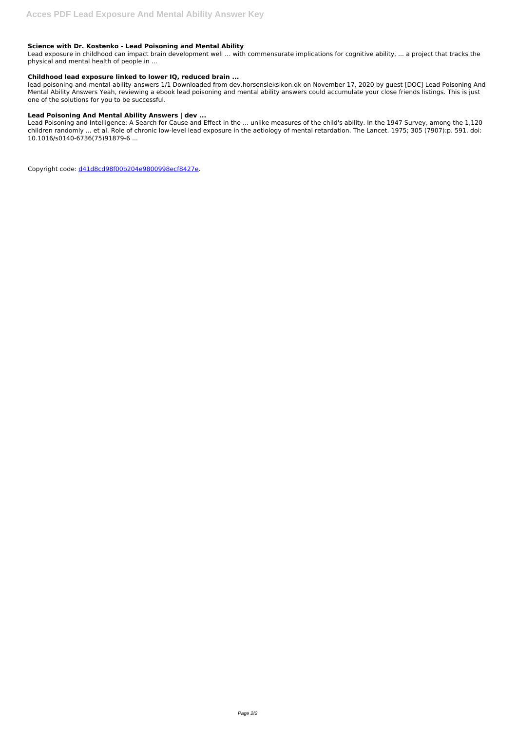### Science with Dr. Kostenko - Lead Poisoning and Mental Ability

Lead exposure in childhood can impact brain development well ... with commensurate implications for cognitive ability, ... a project that tracks the physical and mental health of people in ...

### Childhood lead exposure linked to lower IQ, reduced brain ...

lead-poisoning-and-mental-ability-answers 1/1 Downloaded from dev.horsensleksikon.dk on November 17, 2020 by guest [DOC] Lead Poisoning And Mental Ability Answers Yeah, reviewing a ebook lead poisoning and mental ability answers could accumulate your close friends listings. This is just one of the solutions for you to be successful.

### Lead Poisoning And Mental Ability Answers | dev ...

Lead Poisoning and Intelligence: A Search for Cause and Effect in the ... unlike measures of the child's ability. In the 1947 Survey, among the 1,120 children randomly ... et al. Role of chronic low-level lead exposure in the aetiology of mental retardation. The Lancet. 1975; 305 (7907):p. 591. doi: 10.1016/s0140-6736(75)91879-6 ...

Copyright code: d41d8cd98f00b204e9800998ecf8427e.